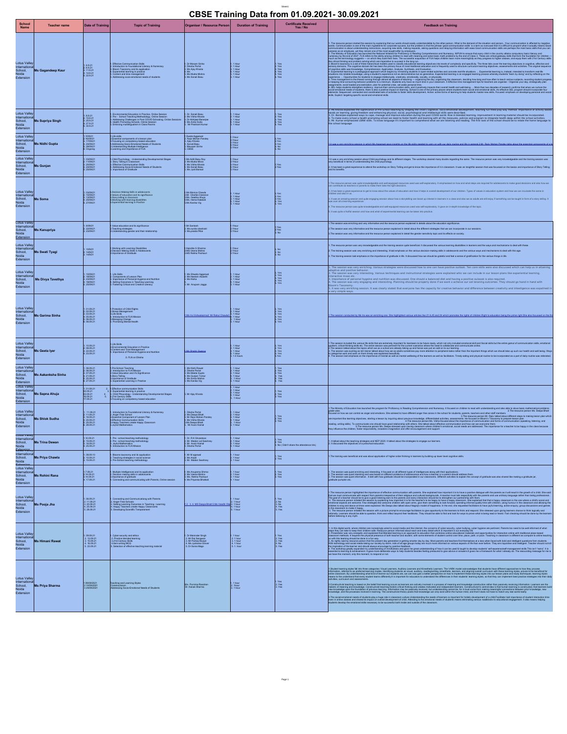# CBSE Training Data from 01.09.2021- 30.09.2021

| School Name | Teacher name | Date of Training | Topic of Training | Organiser / Resource Person | Duration of Training | Certificate Received Yes / No | Feedback on Training |
|---|---|---|---|---|---|---|---|
| Lotus Valley International School, Noida Extension | Ms Gagandeep Kaur | 1. 6.9.21 2. 6.9.21 3. 11.9.21 4. 14.9.21 5. 22.9.21 | 1. Effective Communication Skills 2. Introduction to Foundational Literacy & Numeracy 3. Bloom Taxonomy and its application 4. Experiential learning in practice 5. Content and time management 6. Addressing socio-emotional needs of students | 1. Dr Manami Sinha 2. Diksha Portal 3. Ms Ajay Khosla 4. Ms 5. Ms Mukta Mishra 6. Ms Sonali Basu | 1. 1 Hour 2. 1 Hour 3. 1 Hour 4. 1 Hour 5. 1 Hour 6. 1 Hour | 1. Yes 2. Yes 3. Yes 4. Yes 5. Yes 6. Yes | 1. The resource person started the session by explaining that our words should easily understandable by the other person. What is the demand of the situation and person... 2. The Ministry of Education has launched the National Initiative for Proficiency in Reading Comprehension and Numeracy, NIPUN... 3. Bloom's taxonomy is a set of three hierarchical models used to classify educational learning objectives into levels of complexity and specificity... 4. Experiential learning is a pedagogical approach... 5. Time management... 6. SEL helps students strengthen resiliency, improve their communication skills, and it positively impacts their overall health and well-being... |
| Lotus Valley International School, Noida Extension | Ms Supriya Singh | 1. 8.9.21 2. 15.9.21 3. 23.9.21 4. 27.9.21 5. 30.9.21 | 1. Environmental Education in Practice, Online Session 2. Pre – School Teaching Methodology, Online Session 3. Addressing Challenges in Post COVID Schooling, Online Sessions 4. Health Promoting Schools, Online Session 5. Embracing multilingualism in Class Rooms | 1. Dr. Sonali Basu 2. Ms Vibha Khosla 3. Dr Anjleen Banerjee 4. Ms Anita Dutta 5. Mr Prashant Kumar | 1. 1 Hour 2. 1 Hour 3. 1 Hour 4. 1 Hour 5. 1 Hour | 1. Yes 2. Yes 3. Yes 4. Yes 5. Yes | 2. Ms Khosla explained the significance of Pre-School teaching by shaping the child's cognitive, socio-emotional development, teaching fun filled play-way method... 3. Dr. Banerjee explained ways to cope, manage and improve education during the post COVID world... 4. To make every school a health promoting school we need to foster health and learning with all the measures, policies and program... 5. Mr. Kumar emphasized LSRW skills... |
| Lotus Valley International School, Noida Extension | Ms Nidhi Gupta | 1. 10/9/21 2. 16/09/21 3. 17/09/21 4. 24/09/21 5. 28/09/21 6. Ongoing | 1. Life skills 2. Essential components of a lesson plan 3. Focusing on competency-based education 4. Addressing Socio-Emotional Needs of Students 5. Understanding Multiple Intelligence 6. Learning and Importance of FLN | 1. Sweta Aggarwal 2. Rajiv Mohan Pandey 3. Ajay Khosla 4. Sonali Basu 5. Mausam Sinha 6. CBSE | 1. 1 hour 2. 1 hour 3. 1 hour 4. 1 hour 5. 1 hour 6. | 1. Yes 2. Yes 3. Yes 4. Yes 5. No 6. No | 1. It was a very enriching session in which Ms Aggarwal gave insights on the life skills needed to carry on with our daily routine and life in general 2. Mr. Rajiv Mohan Pandey talks about the essential components of a le... |
| Lotus Valley International School, Noida Extension | Ms Gunjan | 1. 13/09/21 2. 11/09/21 3. 20/09/21 4. 24/09/21 5. 25/09/21 | 1. Child Psychology – Understanding Developmental Stages 2. Story Telling in Classroom 3. Effective Communication Skills 4. Addressing Socio-Emotional Needs of Students 5. Importance of Gratitude | 1. Ms Aditi Basu Roy 2. Ms Mukta Mishra 3. Ms Vibha Khosla 4. Ms Sonali Basu 5. Ms Jyoti Bansal | 1. 1 hour 2. 1 hour 3. 1 hour 4. 1 hour 5. 1 hour | 1. Yes 2. Yes | 1. It was a very enriching session about Child psychology and its different stages. The workshop cleared many doubts regarding the same. The resource person was very knowledgeable and the training session was very beneficial in terms of understanding the child psychology. 2. It has been a great experience to attend the workshop on Story Telling and get to know the importance of it in classroom. It was an insightful session that was focused on the basics and importance of Story Telling and its benefits. |
| Lotus Valley International School, Noida Extension | Ms Soma | 1. 10/09/21 2. 10/09/21 3. 13/09/21 4. 25/09/21 5. 27/09/21 | 1. Decision Making Skills in adolescents 2. Values of education and its significance 3. Storytelling in classroom 4. Working with learning disabilities 5. Experiential learning in Practice | 1. Ms Monica Chawla 2. Mr. Charles Clarence 3. Ms. Geetika Ahuja 4. Ms. Hema Kakkad 5. Ms Kanika Vig | 1. 1 Hour 2. 1 Hour 3. 1 Hour 4. 1 Hour 5. 1 Hour | 1. Yes 2. Yes 3. Yes 4. Yes 5. Yes | 1. The resource person was quite knowledgeable and well-equipped resources used were self-explanatory. It emphasized on how and what steps are required for adolescents to make good decisions and also how we can contribute as teachers or parents to make them take the right decisions. 2. It has been a great experience to get to know about the values of education and how it helps in overall development of our children. 3. It was an amazing session and quite engaging session about how a storytelling can boost up interest in learners in a class... 4. The resource person was quite knowledgeable and well-equipped resources used were self-explanatory. It gave an in-depth knowledge of the topic. 5. It was quite a fruitful session and how and what of experiential learning can be taken into practice. |
| Lotus Valley International School, Noida Extension | Ms Kanupriya | 1. 6/09/21 2. 23/09/21 3. 23/09/21 | 1. Value education and its significance 2. Teaching strategies 3. Understanding gender and their relationship | 1. Mr Santosh 2. Ms sunita sherhatti 3. Ms preeta Pillai | 1. 1hour 2. 1hour 3. 1hour | 1. Yes 2. Yes 3. No | 1. The session was enriching and very informative and the resource person explained in details about the education significance. 2. The session was very informative and the resource person explained in detail about the different strategies that we can incorporate in our sessions. 3. The session was very informative and the resource person explained in detail the gender sensitivity topic and its effects on society. |
| Lotus Valley International School, Noida Extension | Ms Swati Tyagi | 1. 10/9/21 2. 14/9/21 3. 14/9/21 | 1. Working with Learning Disabilities 2. Decision Making Skills in Adolescents 3. Importance of Gratitude | 1. Nandita G Sharma 2. MS Veena Mishra 3. MS Rekha Pochauri | 1. 1hour 2. 1hour 3. 1hour | 1. No 2. No 3. No | 1. The resource person was very knowledgeable and the training session quite beneficial. It discussed the various learning disabilities in learners and the ways and mechanisms to deal with these. 2. The training session was very enriching and interesting. It laid emphasis on the various decision-making skills in adolescents and the various ways and mechanisms to deal with this age. 3. The training session laid emphasis on the importance of gratitude in life. It discussed how we should be grateful and feel a sense of gratification for the various things in life. |
| Lotus Valley International School, Noida Extension | Ms Divya Tavethya | 1. 10/09/21 2. 18/09/21 3. 23/09/21 4. 16/09/21 5. 25/09/21 | 1. Life Skills 2. Components of Lesson Plan 3. Importance of Personal Hygiene and Nutrition 4. Setting Outcomes in Teaching Learning 5. Fostering Critical and Creative Literacy | 1. Ms Shweta Aggarwal 2. Ms Neelam Awasthi 3. Ms Nisha 4. 5. Mr. Anupam Jagga | 1. 1 Hour 2. 1 Hour 3. 1 Hour 4. 1 Hour 5. 1 Hour | 1. Yes 2. Yes 3. Yes 4. Yes 5. Yes | 1. The session was very enriching. Various strategies were discussed how to one can have positive outlook. Ten core skills were also discussed which can help us in attaining adaptive and positive behavior. 2. The session was very interesting. Various techniques and instructional strategies were explained which we can include in our lesson plans like experiential learning, interactive more etc. 3. Importance of personal hygiene and nutrition was discussed. One should a balanced diet and having a positive outlook is also required. 4. The session was very engaging and interesting. Planning should be properly done if we want to achieve our set learning outcomes. They should go hand in hand with Bloom's Taxonomy. 5. It was very enriching session. It was clearly stated that everyone has the capacity for creative behavior and difference between creativity and intelligence was explained in a very simple ways. |
| Lotus Valley International School, Noida Extension | Ms Garima Sinha | 1. 01.09.21 2. 02.09.21 3. 03.09.21 4. 05.09.21 5. 06.09.21 6. 06.09.21 | 1. Protection of Child Rights 2. Stress Management 3. Life Skills 4. Introduction to FLN Mission 5. Managing Change 6. Promoting Mental Health | 1. Ms Ira Vishwanmati, Mr Rahul Chawla | 1. 1 Hour 2. 1 Hour 3. 1 Hour 4. 1 Hour 5. 1 Hour 6. 1 Hour | 1. Yes 2. Yes 3. Yes 4. Yes 5. Yes 6. Yes | 1. The session conducted by Ms Ira was an enriching one. She highlighted various articles like 21 A,45 and 24 which promotes the rights of children Right to education being the prime right. She also focused on the thr... |
| Lotus Valley International School, Noida Extension | Ms Geeta Iyer | 1. 10.09.21 2. 08.09.21 3. 23.09.21 4. 23.09.21 | 1. Life Skills 2. Environmental Education in Practice 3. Content and Time Management 4. Importance of Personal Hygiene and Nutrition 5. FLN on Diksha | 1. Ms Shalini Swarup | 1. 1 Hour 2. 1 Hour 3. 1 Hour 4. 1 Hour 5. 1.5 Hours | 1. Yes 2. Yes 3. Yes 4. Yes 5. Yes | 1. The session included the various life skills that are extremely important for learners to be future ready, which not only included emotional skill and Social skills but the entire gamut of communication skills, emotional quotient, critical thinking skills etc. 2. The session talked about the topics which we as a school are already taking up and hence was just an add on to our learning. 3. The session was exciting as teh trainer talked about how we as adults sometimes pay more attention to peripheral tasks rather than the important things... 4. The session laid emphasis on the importance of mental as well as mental wellbeing of the learners as well as facilitators... |
| Lotus Valley International School, Noida Extension | Ms Aakanksha Sinha | 1. 06.09.21 2. 06.09.21 3. 07.09.21 4. 21.09.21 5. 25.09.21 6. 27.09.21 | 1. Pre-School Teaching 2. Introduction to FLN Mission 3. Value Education and its Significance 4. Story-Telling 5. Importance of Gratitude 6. Experiential Learning in Practice | 1. Ms Nishi Rawat 2. Diksha Portal 3. Ms Neena Gupta 4. Ms Gunjan Tomar 5. Ms Smita Mishra 6. Ms Kanika Vig | 1. 1 Hour 2. 1 Hour 3. 1 Hour 4. 1 Hour 5. 1 Hour 6. 1 Hour | 1. Yes 2. Yes 3. Yes 4. Yes 5. Yes 6. Yes | |
| Lotus Valley International School, Noida Extension | Ms Sapna Ahuja | 1. 01.09.21 2. 02.09.21 3. 03.09.21 4. 16.09.21 5. 17.09.21 | 1. Effective communication Skills 2. Experiential learning in practice 3. Child Physiology - Understanding Developmental Stages 4. 21st Century Skills 5. Focusing on competency based education | 1. Mr Ajay Khosla | 1. 1 Hour 2. 1 Hour 3. 1 Hour 4. 1 Hour 5. 1 Hour | 1. Yes 2. Yes 3. Yes | |
| Lotus Valley International School, Noida Extension | Ms Shlok Sudha | 1. 11.09.21 2. 11.09.21 3. 16.09.21 4. 20.09.21 5. 23.09.21 6. 28.09.21 | 1. Introduction to Foundational Literacy & Numeracy 2. Anger Free School 3. Essential Component of Lesson Plan 4. Effective Communication Skills 5. Happy Teachers create Happy Classroom 6. Joyful Mathematics | 1. Diksha Portal 2. Ms Deepa Bhatt 3. Mr Rajiv Mohan Pandey 4. Ms Vibha Khosla 5. Ms Deepa Bhatt 6. Mr Avani Kamal | 1. 1 Hour 2. 1 Hour 3. 1 Hour 4. 1 Hour 5. 1 Hour 6. 1 Hour | 1. Yes 2. Yes 3. Yes | 1. The Ministry of Education has launched the program for Proficiency in Reading Comprehension and Numeracy. It focused on children to read with understanding and also able to solve basic mathematical problems grade wise. 2. The resource person Ms. Bhatt focused on how we can control ae anger and emotions. She advised to have different anger free zones in the school for students, parents, teachers and other staff members. 3. The resource person Mr. Rajiv talked about different steps to making lesson plan which are important like learning objectives, starting a lesson by inquiring about previous knowledge, differentiated activities, assessments... 4. The resource person Ms. Vibha focused about the importance of communication and forms of communication (speaking, listening, and reading, writing skills)... 5. The resource person Ms. Deepa stressed upon having classroom where children's emotional, social needs are addressed... |
| Lotus Valley International School, Noida Extension | Ms Trina Dewan | 1. 10.09.21 2. 15.09.21 3. 16.09.21 4. 25.09.21 | 1. Pre - school teaching methodology 2. Pre - school teaching methodology 3. Joyful Mathematics 4. Introduction to FLN Mission | 1. Dr. R.K Srivastava 2. Mr. Madan Lal Sawhney 3. Mr. Avani Kamal 4. Diksha Portal | 1. 1 Hour 2. 1 Hour 3. 1 Hour 4. 1 Hour | 1. Yes 2. Yes 3. No ( Didn't share the attendance link) | 1. It talked about the teaching strategies and NEP 2020. It talked about the strategies to engage our learners. 2. It discussed the objectives of a preschool education. |
| Lotus Valley International School, Noida Extension | Ms Priya Chawla | 1. 06.09.11 2. 10.09.21 3. 15.09.21 | 1. Blooms taxonomy and its application 2. Teaching strategies in social science 3. Pre-School teaching methodology | 1. Mr M agarwal 2. Ms Anjali 3. Mr. Madan Sawhney | 1. 1 hour 2. 1 hour 3. 1 hour | 1. Yes 2. Yes | The training was beneficial and was about application of higher order thinking in learners by building up lower level cognitive skills. |
| Lotus Valley International School, Noida Extension | Ms Rohini Rana | 1. 7.09.21 2. 16.09.21 3. 16.09.21 4. 17.09.21 | 1. Multiple Intelligences and its application 2. Decision making skills in adolescents 3. Importance of gratitude 4. Connecting and communicating with Parents, Online session | 1. Ms Anupama Sharma 2. Ms Veena Mishra 3. Ms. Rekha Pochauri 4. Ms Priyanka Bhadodi | 1. 1 hour 2. 1 hour 3. 1 hour 4. 1 hour | 1. Yes 2. Yes 3. Yes | 1. The session was quiet enriching and interesting. It focused on all different types of intelligences along with their applications. 2. The session was quiet interesting and was based on different problems of adolescence and how a teacher or a parent should address them. 3. The session was quiet informative - It dealt with how gratitude should be incorporated in our classrooms. Different activities to explain the concept of gratitude was also shared like making a gratitude jar, gratitude pumpkin etc. |
| Lotus Valley International School, Noida Extension | Ms Pooja Jha | 1. 06.09.21 2. 11.09.21 3. 20.09.21 4. 20.09.21 5. 28.09.21 | 1. Connecting and Communicating with Parents 2. Anger Free Schools 3. Setting Learning Outcomes in Teaching - Learning 4. Happy Teachers create Happy Classrooms 5. Developing Scientific Temperament | 1. 2. 3. 4. MS Deepa Bhatt 5. Ms Vandhi Olha | 1. 1 hour 2. 1 hour 3. 1 hour 4. 1 hour 5. 1 hour | 1. Yes 2. No 3. No 4. Yes 5. Yes | 1. The resource person highlighted the importance of effective communication with parents. She explained how important it is to have a positive dialogue with the parents as it will result in the growth of a child... 2. ... 3. ... 4. The resource person initiated the session by explaining how important it is for the teachers to be happy to have a happy classroom... 5. The resource person initiated the session with a picture prompt to encourage facilitators to give opportunity to the learners to think and respond... |
| Lotus Valley International School, Noida Extension | Ms Himani Rawat | 1. 09.09.21 2. 13.09.21 3. 15.09.21 4. 16.09.21 5. 22.09.21 | 1. Cyber-security and ethics 2. Practice blended learning 3. 21st Century Skills 4. Item writing MCQ 5. Selection of effective teaching learning material | 1. Dr Maninder Singh 2. Mr Raj Sangwan 3. Mr Pankaj Munjal 4. Ms Jyotsana Grover 5. Dr Sonia Mago | 1. 1hour 2. 1 hour 3. 1 hour 4. 1 hour 5. 1 hour | 1. Yes 2. Yes 3. Yes 4. No 5. Yes | 1. In this digital world, where children are increasingly wired to social media and the internet, the concerns of cyber security, cyber bullying, cyber hygiene are pertinent... 2. Presenter was very energetic and explained that blended learning is an approach to education that combines online educational materials and opportunities for interaction online with traditional place-based classroom methods... 3. As rightly said by resource person the present day generation is getting smarter day by day... 4. The workshop greatly expanded my understanding of mindfulness and gave me great understanding of how it can be used & taught to develop students' self-awareness... |
| Lotus Valley International School, Noida Extension | Ms Priya Sharma | 1. 06/09/2021 2. 15/09/2021 3. 24/09/2021 | Teaching and Learning Styles Constructivism Addressing Socio-Emotional Needs of Students | Mrs. Purnima Rawdon Dr. Kanak Sharma | 1. 1 hour 2. 1 hour 3. 1 hour | 1. Yes 2. Yes 3. Yes | 1. Student learning styles fall into three categories: Visual Learners, Auditory Learners and Kinesthetic Learners. The VARK model acknowledges that students have different approaches to how they process information... 2. Constructivist teaching is based on the belief that learning occurs as learners are actively involved in a process of meaning and knowledge construction rather than passively receiving information... 3. The social-emotional needs of students play a huge role in classroom culture. Understanding the needs of learners is important for holistic development of a child... |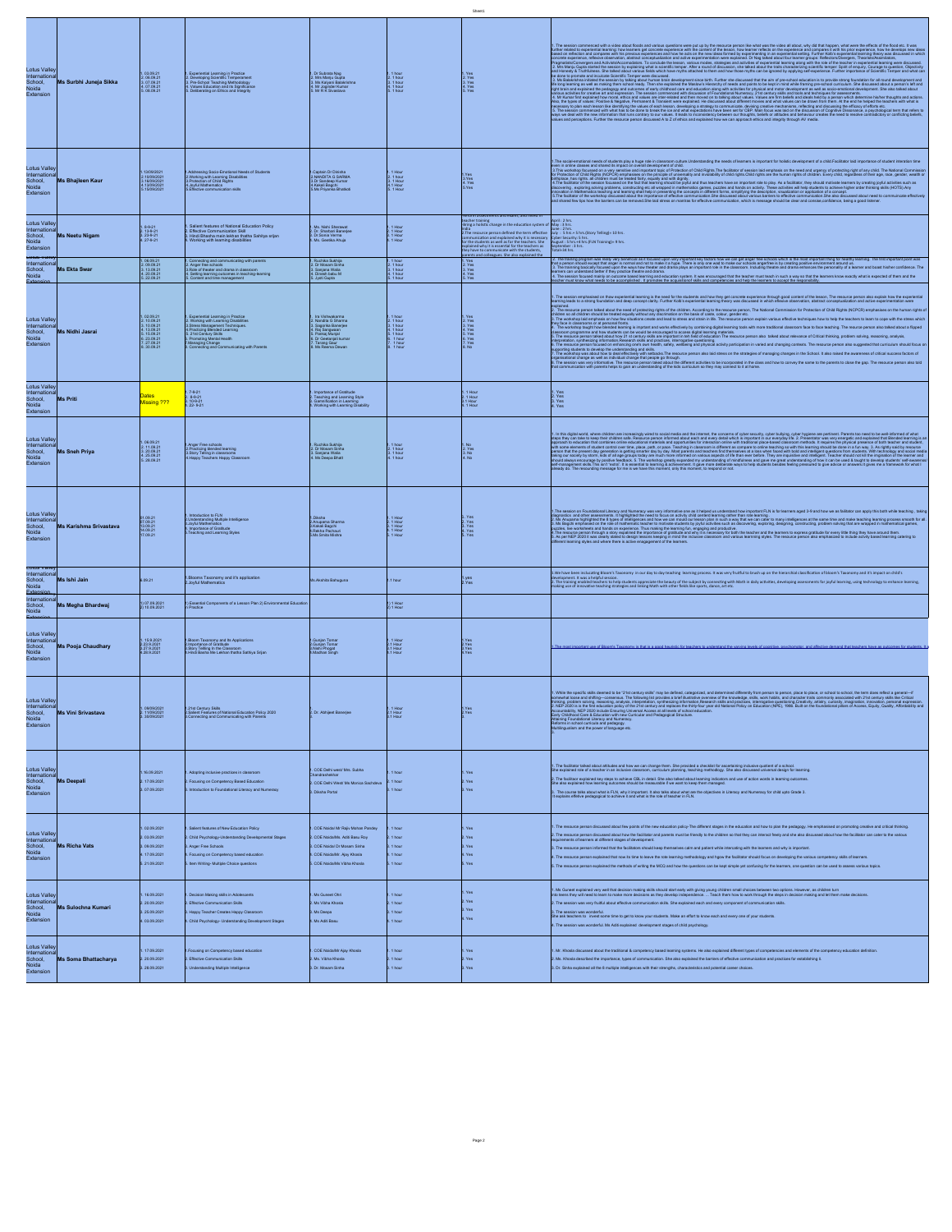| | | | | | | | |
|---|---|---|---|---|---|---|---|
| Lotus Valley International School, Noida Extension | Ms Surbhi Juneja Sikka | 1. 03.09.21<br>2. 06.09.21<br>3. 07.09.21<br>4. 07.09.21<br>5. 08.09.21 | 1. Experiential Learning in Practice<br>2. Developing Scientific Temperament<br>3. Pre-School Teaching Methodology<br>4. Values Education and its Significance<br>5. Deliberating on Ethics and Integrity | 1. Dr Subrata Nag<br>2. Mrs Manju Gupta<br>3. Ms Kalyani Balakrishna<br>4. Mr Joginder Kumar<br>5. Mr R K Srivastava | 1. 1 hour<br>2. 1 hour<br>3. 1 hour<br>4. 1 hour<br>5. 1 hour | 1. Yes<br>2. Yes<br>3. Yes<br>4. Yes<br>5. Yes | 1. The session commenced with a video about floods and various questions were put up by the resource person like what was the video all about, why did that happen, what were the effects of the flood etc. ... |
| Lotus Valley International School, Noida Extension | Ms Bhajleen Kaur | 1. 13/09/2021<br>2. 14/09/2021<br>3. 14/09/2021<br>4. 13/09/2021<br>5. 15/09/2021 | 1. Addressing Socio-Emotional Needs of Students<br>2. Working with Learning Disabilities<br>3. Protection of Child Rights<br>4. Joyful Mathematics<br>5. Effective communication skills | 1. Captain Dr Diksha<br>2. NANDITA G SARMA<br>3. Dr Sandeep Kumar<br>4. Kakali Bagchi<br>5. Ms Priyanka Bhatkoti | 1. 1 Hour<br>2. 1 hour<br>3. 1 Hour<br>4. 1 Hour<br>5. 1 Hour | 1. Yes<br>3. Yes<br>4. Yes<br>5. Yes | 1. The social-emotional needs of students play a huge role in classroom culture. Understanding the needs of learners is important for holistic development of a child. ... |
| Lotus Valley International School, Noida Extension | Ms Neetu Nigam | 1. 6-9-21<br>2. 13-9-21<br>3. 23-9-21<br>4. 27-9-21 | 1. Salient features of National Education Policy<br>2. Effective Communication Skill<br>3. Hindi Bhasha mein lekhan thatha Sahitya srijan<br>4. Working with learning disabilities | 1. Ms. Nidhi Sherawat<br>2. Dr. Shobhari Banerjee<br>3. Dr Sonia Verma<br>4. Ms. Geetika Ahuja | 1. 1 Hour<br>2. 1 Hour<br>3. 1 Hour<br>4. 1 Hour | | April : 2 hrs.<br>May : 3 hrs.<br>June : 2 hrs.<br>July : 5 hrs + 5 hrs (Story Telling) = 10 hrs.<br>Cyber Security : 5 hrs.<br>August : 5 hrs + 4 hrs (FLN Training) = 9 hrs.<br>September : 4 hrs.<br>Total = 34 hrs. |
| Lotus Valley International School, Noida Extension | Ms Ekta Swar | 1. 06.09.21<br>2. 09.09.21<br>3. 13.09.21<br>4. 20.09.21<br>5. 22.09.21 | 1. Connecting and communicating with parents<br>2. Anger free schools<br>3. Role of theater and drama in classroom<br>4. Setting learning outcomes in teaching-learning<br>5. Content and time management | 1. Ruchika Sukhija<br>2. Dr Mosam Sinha<br>3. Sanjana Walia<br>4. Dinesh babu M<br>5. Jyoti Gupta | 1. 1 hour<br>2. 1 hour<br>3. 1 hour<br>4. 1 hour<br>5. 1 hour | 1. Yes<br>2. Yes<br>3. Yes<br>4. Yes<br>5. Yes | ... |
| Lotus Valley International School, Noida Extension | Ms Nidhi Jasrai | 1. 02.09.21<br>2. 10.09.21<br>3. 10.09.21<br>4. 13.09.21<br>5. 15.09.21<br>6. 23.09.21<br>7. 27.09.21<br>8. 30.09.21 | 1. Experiential Learning in Practice<br>2. Working with Learning Disabilities<br>3. Stress Management Techniques<br>4. Practicing Blended Learning<br>5. 21st Century Skills<br>6. Promoting Mental Health<br>7. Managing Change<br>8. Connecting and Communicating with Parents | 1. Ira Vishwakarma<br>2. Nandita G Sharma<br>3. Sagarika Banerjee<br>4. Raj Sengawan<br>5. Pankaj Munjal<br>6. Dr Geetanjali kumar<br>7. Tanmay Gaur<br>8. Ms Reema Dewan | 1. 1 hour<br>2. 1 hour<br>3. 1 hour<br>4. 1 hour<br>5. 1 hour<br>6. 1 hour<br>7. 1 hour<br>8. 1 hour | 1. Yes<br>2. Yes<br>3. Yes<br>4. Yes<br>5. Yes<br>6. Yes<br>7. Yes<br>8. No | 1. The session emphasised on how experiential learning is the need for the students and how they get concrete experience through good content of the lesson. ... |
| Lotus Valley International School, Noida Extension | Ms Priti | Dates Missing ??? | 1. 7-9-21<br>2. 8-9-21<br>3. 10-9-21<br>4. 22- 9-21 | 1. Importance of Gratitude<br>2. Teaching and Learning Style<br>3. Gamification in Learning<br>4. Working with Learning Disability | | 1. 1 Hour<br>2. 1 Hour<br>3. 1 Hour<br>4. 1 Hour | 1. Yes<br>2. Yes<br>3. Yes<br>4. Yes |
| Lotus Valley International School, Noida Extension | Ms Sneh Priya | 1. 06.09.21<br>2. 11.09.21<br>3. 20.09.21<br>4. 25.09.21<br>5. 28.09.21 | 1. Anger Free schools<br>2. Practicing Blended learning<br>3. Story Telling in classrooms<br>4. Happy Teachers Happy Classroom | 1. Ruchika Sukhija<br>2. Dr Mosam Sinha<br>3. Deepika Walia<br>4. Ms Deepa Bhatt | 1. 1 hour<br>2. 1 hour<br>3. 1 hour<br>4. 1 hour | 1. No<br>2. Yes<br>3. Yes<br>4. No | 1. In this digital world, where children are increasingly wired to social media and the internet, the concerns of cyber security, cyber bullying, cyber hygiene are pertinent. ... |
| Lotus Valley International School, Noida Extension | Ms Karishma Srivastava | 01.09.21<br>07.09.21<br>13.09.21<br>14.09.21<br>17.09.21 | 1. Introduction to FLN<br>2. Understanding Multiple Intelligence<br>3. Joyful Mathematics<br>4. Importance of Gratitude<br>5. Teaching and Learning Styles | 1. Diksha<br>2. Anupama Sharma<br>3. Kakali Bagchi<br>4. Rekha Pachauri<br>5. Ms Smita Mishra | 1. 1 Hour<br>2. 1 Hour<br>3. 1 Hour<br>4. 1 Hour<br>5. 1 Hour | 1. Yes<br>2. Yes<br>3. Yes<br>4. Yes<br>5. Yes | 1. The session on Foundational Literacy and Numeracy was very informative one as it helped us understand how important FLN is for learners aged 3-9 ... |
| Lotus Valley International School, Noida Extension | Ms Ishi Jain | 6.09.21 | 1. Blooms Taxonomy and It's application<br>2. Joyful Mathematics | Ms Akshita Bahuguna | 1 hour | 1. yes<br>2. Yes | 1. We have been including Bloom's Taxonomy in our day to day teaching learning process. It was very fruitful to brush up on the hierarchical classification of Bloom's Taxonomy and it's impact on child's development. It was a helpful session.<br>2. The training enabled teachers to help students appreciate the beauty of the subject by connecting with Math in daily activities, developing environments for joyful learning, using technology to enhance learning, making use of innovative teaching strategies and linking Math with other fields like sports, dance, art etc. |
| Lotus Valley International School, Noida Extension | Ms Megha Bhardwaj | 1) 07.09.2021<br>2) 15.09.2021 | 1) Essential Components of a Lesson Plan 2) Environmental Education in Practice | | 1) 1 Hour<br>2) 1 Hour | | |
| Lotus Valley International School, Noida Extension | Ms Pooja Chaudhary | 1. 15.9.2021<br>2. 22.9.2021<br>3. 27.9.2021<br>4. 28.9.2021 | 1. Bloom Taxonomy and its Applications<br>2. Importance of Gratitude<br>3. Story Telling in the Classroom<br>4. Hindi Basha Me Lekhan thatha Sahitya Srijan | 1. Gunjan Tomar<br>2. Gunjan Tomar<br>3. Nidhi Pingal<br>4. Madhavi Singh | 1. 1 Hour<br>2. 1 Hour<br>3. 1 Hour<br>4. 1 Hour | 1. Yes<br>2. Yes<br>3. Yes<br>4. Yes | 1. The most important use of Bloom's Taxonomy is that is a good heuristic for teachers to understand the various levels of cognitive, psychomotor, and affective demand that teachers have as outcomes for students. ... |
| Lotus Valley International School, Noida Extension | Ms Vini Srivastava | 1. 09/09/2021<br>2. 11/09/2021<br>3. 30/09/2021 | 1. 21st Century Skills<br>2. Salient Features of National Education Policy 2020<br>3. Connecting and Communicating with Parents | 2. Dr. Abhijeet Banerjee<br>3. | 1. 1 Hour<br>2. 1 Hour<br>3. 1 Hour | 1. Yes<br>2. Yes | 1. While the specific skills deemed to be "21st century skills" may be defined, categorized, and determined differently from person to person, place to place, or school to school, ... |
| Lotus Valley International School, Noida Extension | Ms Deepali | 1. 16.09.2021<br>2. 17.09.2021<br>3. 07.09.2021 | 1. Adopting inclusive practices in classroom<br>2. Focusing on Competency Based Education<br>3. Introduction to Foundational Literacy and Numeracy | 1. COE Delhi west Mrs. Subha Chandrashekhar<br>2. COE Delhi West Ms Monica Sachdeva<br>3. Diksha Portal | 1. 1 hour<br>2. 1 hour<br>3. 1 hour | 1. Yes<br>2. Yes<br>3. Yes | 1. The facilitator talked about attitudes and how we can change them. She provided a checklist for ascertaining inclusive quotient of a school. She explained role of a teacher in an inclusive classroom, curriculum planning, teaching methodology. She also discussed universal design for learning.<br>2. The facilitator explained key steps to achieve CBL in detail. She also talked about learning indicators and use of action words in learning outcomes. She also explained how learning outcomes should be measurable if we want to keep them managed.<br>3. The course talks about what is FLN, why it important. It also talks about what are the objectives in Literacy and Numeracy for child upto Grade 3. It explains effective pedagogical to achieve it and what is the role of teacher in FLN. |
| Lotus Valley International School, Noida Extension | Ms Richa Vats | 1. 02.09.2021<br>2. 03.09.2021<br>3. 09.09.2021<br>4. 17.09.2021<br>5. 21.09.2021 | 1. Salient features of New Education Policy<br>2. Child Psychology-Understanding Developmental Stages<br>3. Anger Free Schools<br>4. Focusing on Competency based education<br>5. Item Writing- Multiple Choice questions | 1. COE Noida/ Mr Rajiv Mohan Pandey<br>2. COE Noida/Ms. Aditi Basu Roy<br>3. COE Noida/ Dr Mosam Sinha<br>4. COE Noida/Mr. Ajay Khosla<br>5. COE Noida/Ms Vibha Khosla | 1. 1 hour<br>2. 1 hour<br>3. 1 hour<br>4. 1 hour<br>5. 1 hour | 1. Yes<br>2. Yes<br>3. Yes<br>4. Yes<br>5. Yes | 1. The resource person discussed about few points of the new education policy-The different stages in the education and how to plan the pedagogy. He emphasised on promoting creative and critical thinking.<br>2. The resource person discussed about how the facilitator and parents must be friendly to the children so that they can interact freely and she also discussed about how the facilitator can cater to the various requirements of learners at different stages of development.<br>3. The resource person informed that the facilitators should keep themselves calm and patient while interacting with the learners and why is important.<br>4. The resource person explained that now its time to leave the rote learning methodology and hgow the facilitator should focus on developing the various competency skills of learners.<br>5. The resource person explained the methods of writing the MCQ and how the questions can be kept simple yet confusing for the learners, one question can be used to assess various topics. |
| Lotus Valley International School, Noida Extension | Ms Sulochna Kumari | 1. 16.09.2021<br>2. 20.09.2021<br>3. 25.09.2021<br>4. 03.09.2021 | 1. Decision Making skills in Adolescents<br>2. Effective Communication Skills<br>3. Happy Teacher Creates Happy Classroom<br>4. Child Psychology- Understanding Development Stages | 1. Ms Guneet Ohri<br>2. Ms Vibha Khosla<br>3. Ms Deepa<br>4. Ms Aditi Basu | 1. 1 hour<br>2. 1 hour<br>3. 1 hour<br>4. 1 hour | 1. Yes<br>2. Yes<br>3. Yes<br>4. Yes | 1. Ms Guneet explained very well that decision making skills should start early with giving young children small choices between two options. However, as children turn into teens they will need to learn to make more decisions as they develop independence.... Teach them how to work through the steps in decision making and let them make decisions.<br>2. The session was very fruitful about effective communication skills. She explained each and every component of communication skills.<br>3. The session was wonderful. She ask teachers to invest some time to get to know your students. Make an effort to know each and every one of your students.<br>4. The session was wonderful. Ms Aditi explained development stages of child psychology. |
| Lotus Valley International School, Noida Extension | Ms Soma Bhattacharya | 1. 17.09.2021<br>2. 20.09.2021<br>3. 28.09.2021 | 1. Focusing on Competency-based education<br>2. Effective Communication Skills<br>3. Understanding Multiple Intelligence | 1. COE Noida/Mr Ajay Khosla<br>2. Ms. Vibha Khosla<br>3. Dr. Mosam Sinha | 1. 1 hour<br>2. 1 hour<br>3. 1 hour | 1. Yes<br>2. Yes<br>3. Yes | 1. Mr. Khosla discussed about the traditional & competency based learning systems. He also explained different types of competencies and elements of the competency education definition.<br>2. Ms. Khosla described the importance, types of communication. She also explained the barriers of effective communication and practices for establishing it.<br>3. Dr. Sinha explained all the 8 multiple intelligences with their strengths, characteristics and potential career choices. |